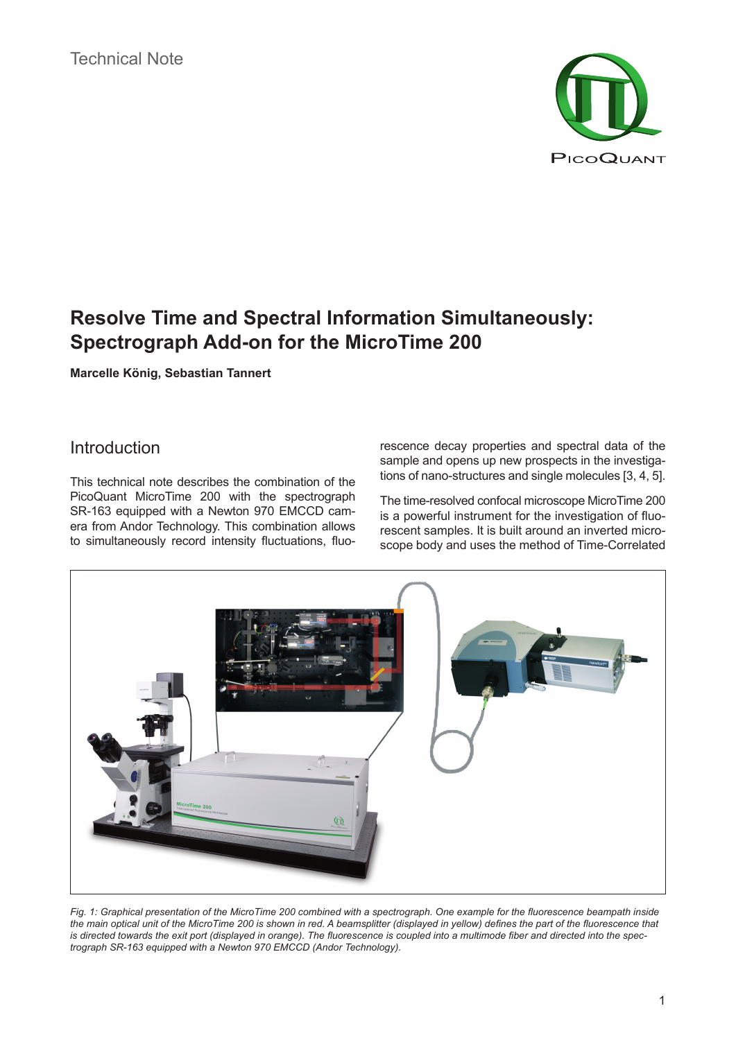Technical Note

# Resolve Time and Spectral Information Simultaneously: Spectrograph Add-on for the MicroTime 200

**Marcelle König, Sebastian Tannert**

## Introduction

This technical note describes the combination of the PicoQuant MicroTime 200 with the spectrograph SR-163 equipped with a Newton 970 EMCCD camera from Andor Technology. This combination allows to simultaneously record intensity fluctuations, fluorescence decay properties and spectral data of the sample and opens up new prospects in the investigations of nano-structures and single molecules [3, 4, 5].

The time-resolved confocal microscope MicroTime 200 is a powerful instrument for the investigation of fluorescent samples. It is built around an inverted microscope body and uses the method of Time-Correlated

*Fig. 1: Graphical presentation of the MicroTime 200 combined with a spectrograph. One example for the fluorescence beampath inside the main optical unit of the MicroTime 200 is shown in red. A beamsplitter (displayed in yellow) defines the part of the fluorescence that is directed towards the exit port (displayed in orange). The fluorescence is coupled into a multimode fiber and directed into the spectrograph SR-163 equipped with a Newton 970 EMCCD (Andor Technology).*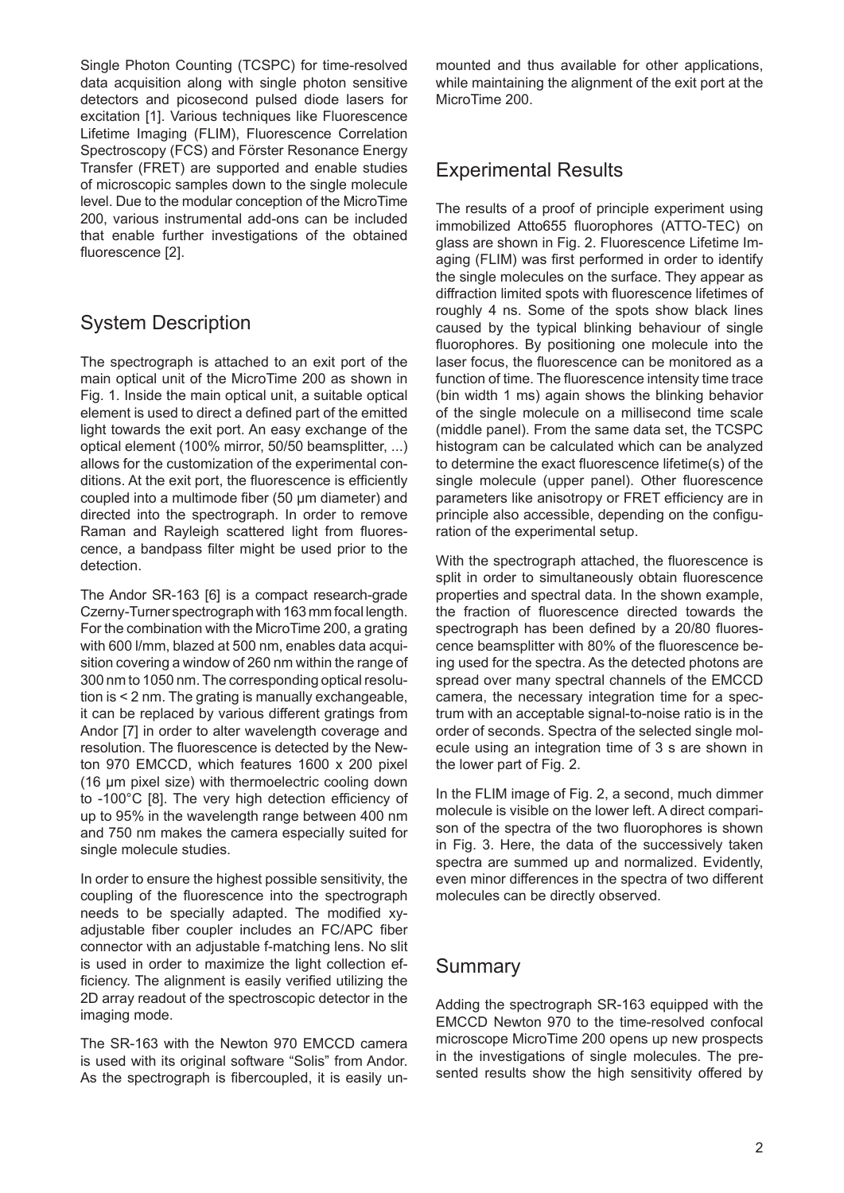Single Photon Counting (TCSPC) for time-resolved data acquisition along with single photon sensitive detectors and picosecond pulsed diode lasers for excitation [1]. Various techniques like Fluorescence Lifetime Imaging (FLIM), Fluorescence Correlation Spectroscopy (FCS) and Förster Resonance Energy Transfer (FRET) are supported and enable studies of microscopic samples down to the single molecule level. Due to the modular conception of the MicroTime 200, various instrumental add-ons can be included that enable further investigations of the obtained fluorescence [2].

## System Description

The spectrograph is attached to an exit port of the main optical unit of the MicroTime 200 as shown in Fig. 1. Inside the main optical unit, a suitable optical element is used to direct a defined part of the emitted light towards the exit port. An easy exchange of the optical element (100% mirror, 50/50 beamsplitter, ...) allows for the customization of the experimental conditions. At the exit port, the fluorescence is efficiently coupled into a multimode fiber (50 µm diameter) and directed into the spectrograph. In order to remove Raman and Rayleigh scattered light from fluorescence, a bandpass filter might be used prior to the detection.

The Andor SR-163 [6] is a compact research-grade Czerny-Turner spectrograph with 163 mm focal length. For the combination with the MicroTime 200, a grating with 600 l/mm, blazed at 500 nm, enables data acquisition covering a window of 260 nm within the range of 300 nm to 1050 nm. The corresponding optical resolution is < 2 nm. The grating is manually exchangeable, it can be replaced by various different gratings from Andor [7] in order to alter wavelength coverage and resolution. The fluorescence is detected by the Newton 970 EMCCD, which features 1600 x 200 pixel (16 µm pixel size) with thermoelectric cooling down to -100°C [8]. The very high detection efficiency of up to 95% in the wavelength range between 400 nm and 750 nm makes the camera especially suited for single molecule studies.

In order to ensure the highest possible sensitivity, the coupling of the fluorescence into the spectrograph needs to be specially adapted. The modified xy-adjustable fiber coupler includes an FC/APC fiber connector with an adjustable f-matching lens. No slit is used in order to maximize the light collection efficiency. The alignment is easily verified utilizing the 2D array readout of the spectroscopic detector in the imaging mode.

The SR-163 with the Newton 970 EMCCD camera is used with its original software "Solis" from Andor. As the spectrograph is fibercoupled, it is easily unmounted and thus available for other applications, while maintaining the alignment of the exit port at the MicroTime 200.

## Experimental Results

The results of a proof of principle experiment using immobilized Atto655 fluorophores (ATTO-TEC) on glass are shown in Fig. 2. Fluorescence Lifetime Imaging (FLIM) was first performed in order to identify the single molecules on the surface. They appear as diffraction limited spots with fluorescence lifetimes of roughly 4 ns. Some of the spots show black lines caused by the typical blinking behaviour of single fluorophores. By positioning one molecule into the laser focus, the fluorescence can be monitored as a function of time. The fluorescence intensity time trace (bin width 1 ms) again shows the blinking behavior of the single molecule on a millisecond time scale (middle panel). From the same data set, the TCSPC histogram can be calculated which can be analyzed to determine the exact fluorescence lifetime(s) of the single molecule (upper panel). Other fluorescence parameters like anisotropy or FRET efficiency are in principle also accessible, depending on the configuration of the experimental setup.

With the spectrograph attached, the fluorescence is split in order to simultaneously obtain fluorescence properties and spectral data. In the shown example, the fraction of fluorescence directed towards the spectrograph has been defined by a 20/80 fluorescence beamsplitter with 80% of the fluorescence being used for the spectra. As the detected photons are spread over many spectral channels of the EMCCD camera, the necessary integration time for a spectrum with an acceptable signal-to-noise ratio is in the order of seconds. Spectra of the selected single molecule using an integration time of 3 s are shown in the lower part of Fig. 2.

In the FLIM image of Fig. 2, a second, much dimmer molecule is visible on the lower left. A direct comparison of the spectra of the two fluorophores is shown in Fig. 3. Here, the data of the successively taken spectra are summed up and normalized. Evidently, even minor differences in the spectra of two different molecules can be directly observed.

## Summary

Adding the spectrograph SR-163 equipped with the EMCCD Newton 970 to the time-resolved confocal microscope MicroTime 200 opens up new prospects in the investigations of single molecules. The presented results show the high sensitivity offered by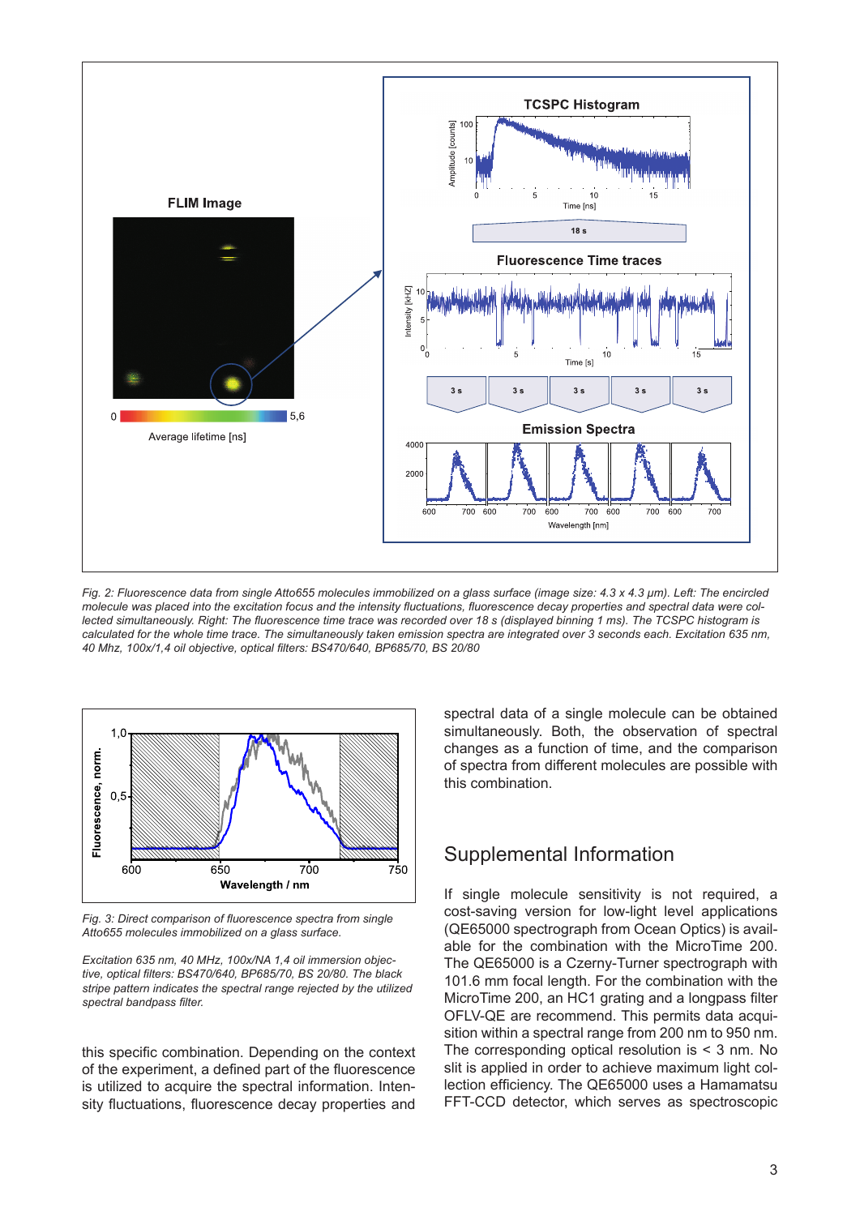*Fig. 2: Fluorescence data from single Atto655 molecules immobilized on a glass surface (image size: 4.3 x 4.3 µm). Left: The encircled molecule was placed into the excitation focus and the intensity fluctuations, fluorescence decay properties and spectral data were collected simultaneously. Right: The fluorescence time trace was recorded over 18 s (displayed binning 1 ms). The TCSPC histogram is calculated for the whole time trace. The simultaneously taken emission spectra are integrated over 3 seconds each. Excitation 635 nm, 40 Mhz, 100x/1,4 oil objective, optical filters: BS470/640, BP685/70, BS 20/80*

*Fig. 3: Direct comparison of fluorescence spectra from single Atto655 molecules immobilized on a glass surface.*

*Excitation 635 nm, 40 MHz, 100x/NA 1,4 oil immersion objective, optical filters: BS470/640, BP685/70, BS 20/80. The black stripe pattern indicates the spectral range rejected by the utilized spectral bandpass filter.*

this specific combination. Depending on the context of the experiment, a defined part of the fluorescence is utilized to acquire the spectral information. Intensity fluctuations, fluorescence decay properties and spectral data of a single molecule can be obtained simultaneously. Both, the observation of spectral changes as a function of time, and the comparison of spectra from different molecules are possible with this combination.

## Supplemental Information

If single molecule sensitivity is not required, a cost-saving version for low-light level applications (QE65000 spectrograph from Ocean Optics) is available for the combination with the MicroTime 200. The QE65000 is a Czerny-Turner spectrograph with 101.6 mm focal length. For the combination with the MicroTime 200, an HC1 grating and a longpass filter OFLV-QE are recommend. This permits data acquisition within a spectral range from 200 nm to 950 nm. The corresponding optical resolution is < 3 nm. No slit is applied in order to achieve maximum light collection efficiency. The QE65000 uses a Hamamatsu FFT-CCD detector, which serves as spectroscopic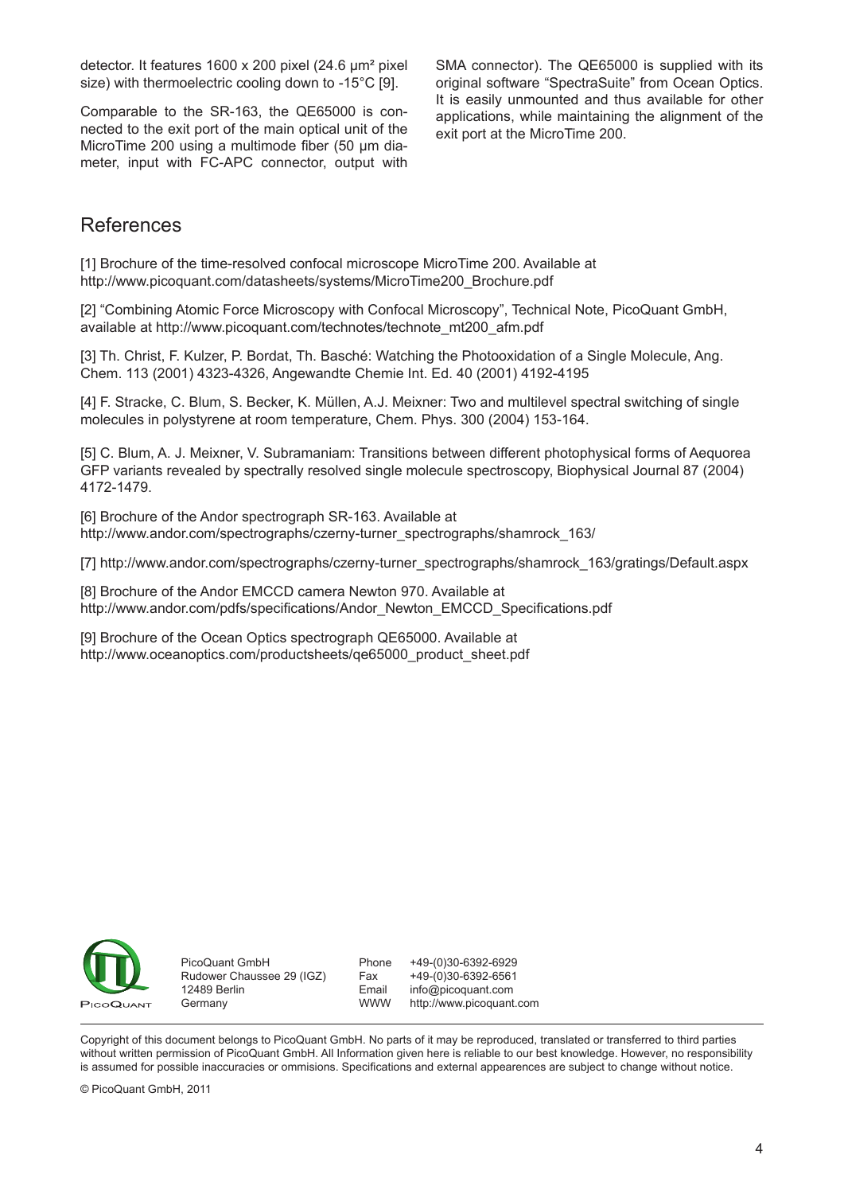detector. It features 1600 x 200 pixel (24.6 µm² pixel size) with thermoelectric cooling down to -15°C [9].

Comparable to the SR-163, the QE65000 is connected to the exit port of the main optical unit of the MicroTime 200 using a multimode fiber (50 µm diameter, input with FC-APC connector, output with SMA connector). The QE65000 is supplied with its original software "SpectraSuite" from Ocean Optics. It is easily unmounted and thus available for other applications, while maintaining the alignment of the exit port at the MicroTime 200.

## References

[1] Brochure of the time-resolved confocal microscope MicroTime 200. Available at http://www.picoquant.com/datasheets/systems/MicroTime200_Brochure.pdf

[2] "Combining Atomic Force Microscopy with Confocal Microscopy", Technical Note, PicoQuant GmbH, available at http://www.picoquant.com/technotes/technote_mt200_afm.pdf

[3] Th. Christ, F. Kulzer, P. Bordat, Th. Basché: Watching the Photooxidation of a Single Molecule, Ang. Chem. 113 (2001) 4323-4326, Angewandte Chemie Int. Ed. 40 (2001) 4192-4195

[4] F. Stracke, C. Blum, S. Becker, K. Müllen, A.J. Meixner: Two and multilevel spectral switching of single molecules in polystyrene at room temperature, Chem. Phys. 300 (2004) 153-164.

[5] C. Blum, A. J. Meixner, V. Subramaniam: Transitions between different photophysical forms of Aequorea GFP variants revealed by spectrally resolved single molecule spectroscopy, Biophysical Journal 87 (2004) 4172-1479.

[6] Brochure of the Andor spectrograph SR-163. Available at http://www.andor.com/spectrographs/czerny-turner_spectrographs/shamrock_163/

[7] http://www.andor.com/spectrographs/czerny-turner_spectrographs/shamrock_163/gratings/Default.aspx

[8] Brochure of the Andor EMCCD camera Newton 970. Available at http://www.andor.com/pdfs/specifications/Andor_Newton_EMCCD_Specifications.pdf

[9] Brochure of the Ocean Optics spectrograph QE65000. Available at http://www.oceanoptics.com/productsheets/qe65000_product_sheet.pdf

PicoQuant GmbH
Rudower Chaussee 29 (IGZ)
12489 Berlin
Germany

Phone +49-(0)30-6392-6929
Fax +49-(0)30-6392-6561
Email info@picoquant.com
WWW http://www.picoquant.com

Copyright of this document belongs to PicoQuant GmbH. No parts of it may be reproduced, translated or transferred to third parties without written permission of PicoQuant GmbH. All Information given here is reliable to our best knowledge. However, no responsibility is assumed for possible inaccuracies or ommisions. Specifications and external appearences are subject to change without notice.

© PicoQuant GmbH, 2011